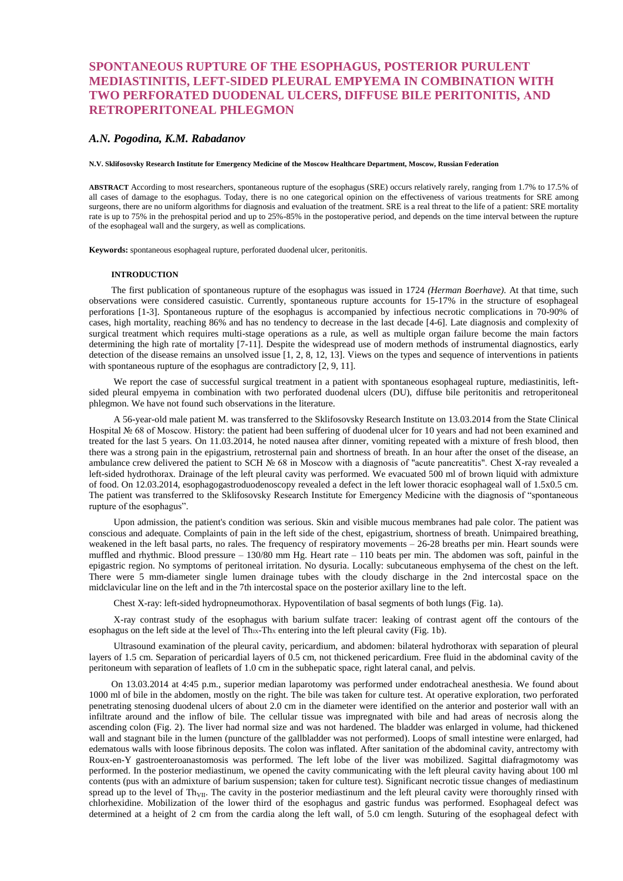# SPONTANEOUS RUPTURE OF THE ESOPHAGUS, POSTERIOR PURULENT MEDIASTINITIS, LEFT-SIDED PLEURAL EMPYEMA IN COMBINATION WITH TWO PERFORATED DUODENAL ULCERS, DIFFUSE BILE PERITONITIS, AND RETROPERITONEAL PHLEGMON

### *A.N. Pogodina, K.M. Rabadanov*

**N.V. Sklifosovsky Research Institute for Emergency Medicine of the Moscow Healthcare Department, Moscow, Russian Federation**

**ABSTRACT** According to most researchers, spontaneous rupture of the esophagus (SRE) occurs relatively rarely, ranging from 1.7% to 17.5% of all cases of damage to the esophagus. Today, there is no one categorical opinion on the effectiveness of various treatments for SRE among surgeons, there are no uniform algorithms for diagnosis and evaluation of the treatment. SRE is a real threat to the life of a patient: SRE mortality rate is up to 75% in the prehospital period and up to 25%-85% in the postoperative period, and depends on the time interval between the rupture of the esophageal wall and the surgery, as well as complications.

**Keywords:** spontaneous esophageal rupture, perforated duodenal ulcer, peritonitis.

## INTRODUCTION

The first publication of spontaneous rupture of the esophagus was issued in 1724 *(Herman Boerhave).* At that time, such observations were considered casuistic. Currently, spontaneous rupture accounts for 15-17% in the structure of esophageal perforations [1-3]. Spontaneous rupture of the esophagus is accompanied by infectious necrotic complications in 70-90% of cases, high mortality, reaching 86% and has no tendency to decrease in the last decade [4-6]. Late diagnosis and complexity of surgical treatment which requires multi-stage operations as a rule, as well as multiple organ failure become the main factors determining the high rate of mortality [7-11]. Despite the widespread use of modern methods of instrumental diagnostics, early detection of the disease remains an unsolved issue [1, 2, 8, 12, 13]. Views on the types and sequence of interventions in patients with spontaneous rupture of the esophagus are contradictory [2, 9, 11].

We report the case of successful surgical treatment in a patient with spontaneous esophageal rupture, mediastinitis, left-sided pleural empyema in combination with two perforated duodenal ulcers (DU), diffuse bile peritonitis and retroperitoneal phlegmon. We have not found such observations in the literature.

A 56-year-old male patient M. was transferred to the Sklifosovsky Research Institute on 13.03.2014 from the State Clinical Hospital № 68 of Moscow. History: the patient had been suffering of duodenal ulcer for 10 years and had not been examined and treated for the last 5 years. On 11.03.2014, he noted nausea after dinner, vomiting repeated with a mixture of fresh blood, then there was a strong pain in the epigastrium, retrosternal pain and shortness of breath. In an hour after the onset of the disease, an ambulance crew delivered the patient to SCH № 68 in Moscow with a diagnosis of "acute pancreatitis". Chest X-ray revealed a left-sided hydrothorax. Drainage of the left pleural cavity was performed. We evacuated 500 ml of brown liquid with admixture of food. On 12.03.2014, esophagogastroduodenoscopy revealed a defect in the left lower thoracic esophageal wall of 1.5x0.5 cm. The patient was transferred to the Sklifosovsky Research Institute for Emergency Medicine with the diagnosis of "spontaneous rupture of the esophagus".

Upon admission, the patient's condition was serious. Skin and visible mucous membranes had pale color. The patient was conscious and adequate. Complaints of pain in the left side of the chest, epigastrium, shortness of breath. Unimpaired breathing, weakened in the left basal parts, no rales. The frequency of respiratory movements – 26-28 breaths per min. Heart sounds were muffled and rhythmic. Blood pressure – 130/80 mm Hg. Heart rate – 110 beats per min. The abdomen was soft, painful in the epigastric region. No symptoms of peritoneal irritation. No dysuria. Locally: subcutaneous emphysema of the chest on the left. There were 5 mm-diameter single lumen drainage tubes with the cloudy discharge in the 2nd intercostal space on the midclavicular line on the left and in the 7th intercostal space on the posterior axillary line to the left.

Chest X-ray: left-sided hydropneumothorax. Hypoventilation of basal segments of both lungs (Fig. 1a).

X-ray contrast study of the esophagus with barium sulfate tracer: leaking of contrast agent off the contours of the esophagus on the left side at the level of $Th_{IX}$-$Th_{X}$ entering into the left pleural cavity (Fig. 1b).

Ultrasound examination of the pleural cavity, pericardium, and abdomen: bilateral hydrothorax with separation of pleural layers of 1.5 cm. Separation of pericardial layers of 0.5 cm, not thickened pericardium. Free fluid in the abdominal cavity of the peritoneum with separation of leaflets of 1.0 cm in the subhepatic space, right lateral canal, and pelvis.

On 13.03.2014 at 4:45 p.m., superior median laparotomy was performed under endotracheal anesthesia. We found about 1000 ml of bile in the abdomen, mostly on the right. The bile was taken for culture test. At operative exploration, two perforated penetrating stenosing duodenal ulcers of about 2.0 cm in the diameter were identified on the anterior and posterior wall with an infiltrate around and the inflow of bile. The cellular tissue was impregnated with bile and had areas of necrosis along the ascending colon (Fig. 2). The liver had normal size and was not hardened. The bladder was enlarged in volume, had thickened wall and stagnant bile in the lumen (puncture of the gallbladder was not performed). Loops of small intestine were enlarged, had edematous walls with loose fibrinous deposits. The colon was inflated. After sanitation of the abdominal cavity, antrectomy with Roux-en-Y gastroenteroanastomosis was performed. The left lobe of the liver was mobilized. Sagittal diafragmotomy was performed. In the posterior mediastinum, we opened the cavity communicating with the left pleural cavity having about 100 ml contents (pus with an admixture of barium suspension; taken for culture test). Significant necrotic tissue changes of mediastinum spread up to the level of $Th_{VII}$. The cavity in the posterior mediastinum and the left pleural cavity were thoroughly rinsed with chlorhexidine. Mobilization of the lower third of the esophagus and gastric fundus was performed. Esophageal defect was determined at a height of 2 cm from the cardia along the left wall, of 5.0 cm length. Suturing of the esophageal defect with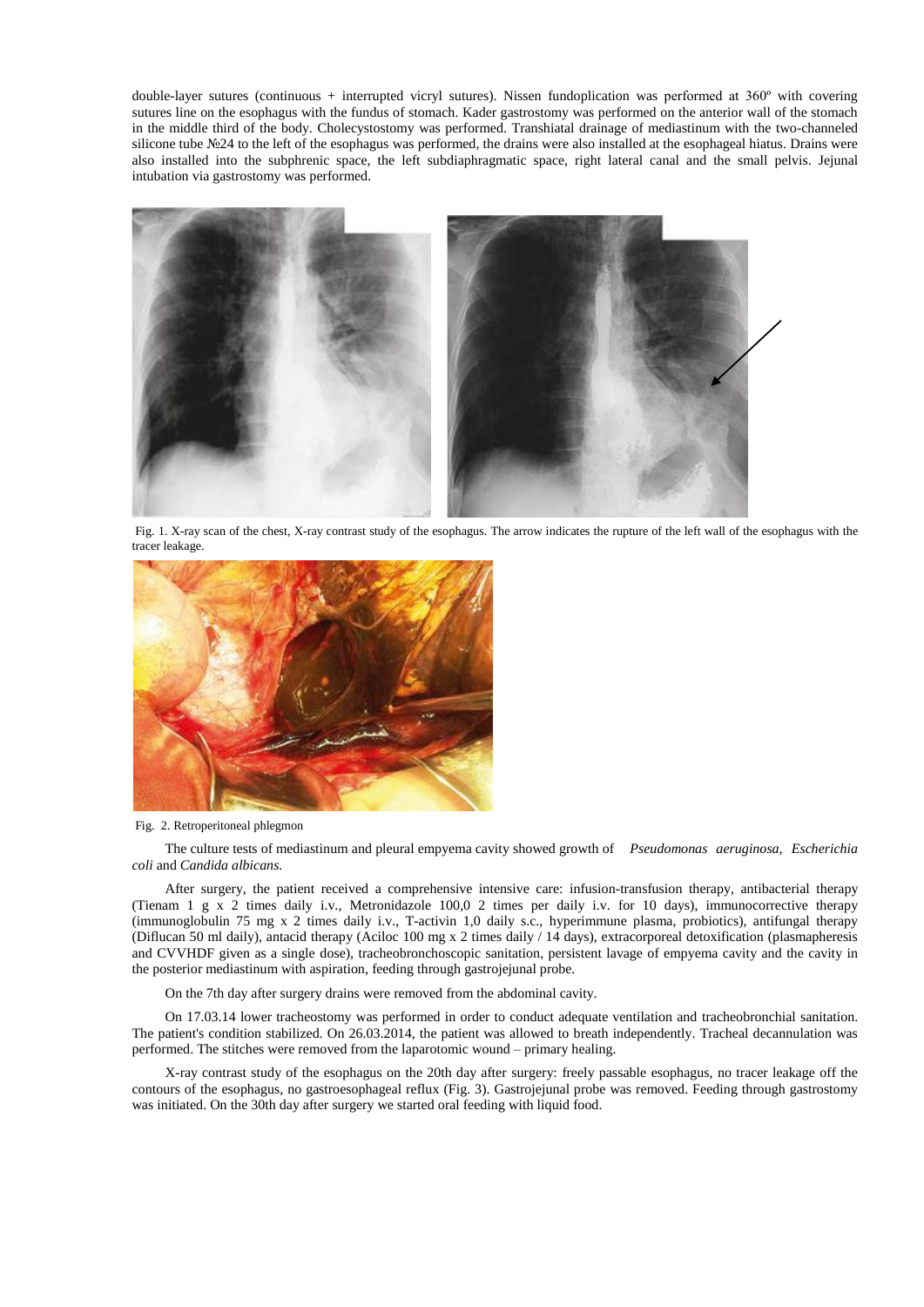double-layer sutures (continuous + interrupted vicryl sutures). Nissen fundoplication was performed at 360º with covering sutures line on the esophagus with the fundus of stomach. Kader gastrostomy was performed on the anterior wall of the stomach in the middle third of the body. Cholecystostomy was performed. Transhiatal drainage of mediastinum with the two-channeled silicone tube №24 to the left of the esophagus was performed, the drains were also installed at the esophageal hiatus. Drains were also installed into the subphrenic space, the left subdiaphragmatic space, right lateral canal and the small pelvis. Jejunal intubation via gastrostomy was performed.

Fig. 1. X-ray scan of the chest, X-ray contrast study of the esophagus. The arrow indicates the rupture of the left wall of the esophagus with the tracer leakage.

Fig. 2. Retroperitoneal phlegmon

The culture tests of mediastinum and pleural empyema cavity showed growth of *Pseudomonas aeruginosa, Escherichia coli* and *Candida albicans.*

After surgery, the patient received a comprehensive intensive care: infusion-transfusion therapy, antibacterial therapy (Tienam 1 g x 2 times daily i.v., Metronidazole 100,0 2 times per daily i.v. for 10 days), immunocorrective therapy (immunoglobulin 75 mg x 2 times daily i.v., T-activin 1,0 daily s.c., hyperimmune plasma, probiotics), antifungal therapy (Diflucan 50 ml daily), antacid therapy (Aciloc 100 mg x 2 times daily / 14 days), extracorporeal detoxification (plasmapheresis and CVVHDF given as a single dose), tracheobronchoscopic sanitation, persistent lavage of empyema cavity and the cavity in the posterior mediastinum with aspiration, feeding through gastrojejunal probe.

On the 7th day after surgery drains were removed from the abdominal cavity.

On 17.03.14 lower tracheostomy was performed in order to conduct adequate ventilation and tracheobronchial sanitation. The patient's condition stabilized. On 26.03.2014, the patient was allowed to breath independently. Tracheal decannulation was performed. The stitches were removed from the laparotomic wound – primary healing.

X-ray contrast study of the esophagus on the 20th day after surgery: freely passable esophagus, no tracer leakage off the contours of the esophagus, no gastroesophageal reflux (Fig. 3). Gastrojejunal probe was removed. Feeding through gastrostomy was initiated. On the 30th day after surgery we started oral feeding with liquid food.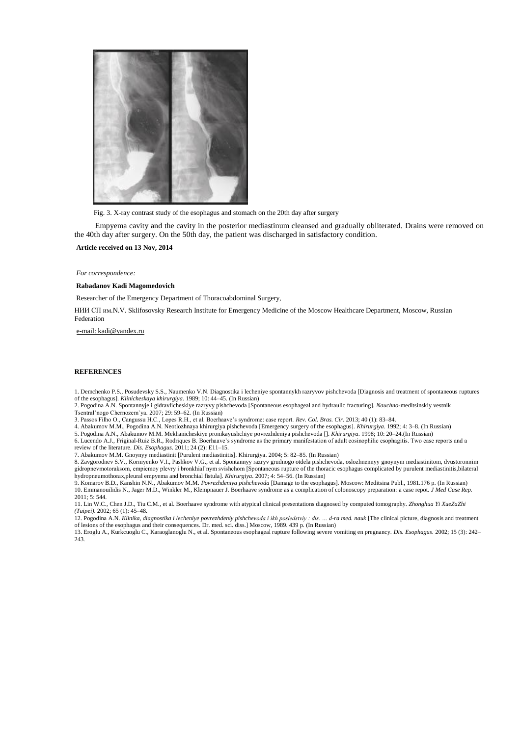Fig. 3. X-ray contrast study of the esophagus and stomach on the 20th day after surgery

Empyema cavity and the cavity in the posterior mediastinum cleansed and gradually obliterated. Drains were removed on the 40th day after surgery. On the 50th day, the patient was discharged in satisfactory condition.

**Article received on 13 Nov, 2014**

*For correspondence:*

**Rabadanov Kadi Magomedovich**

Researcher of the Emergency Department of Thoracoabdominal Surgery,

НИИ СП им.N.V. Sklifosovsky Research Institute for Emergency Medicine of the Moscow Healthcare Department, Moscow, Russian Federation

e-mail: kadi@yandex.ru

## REFERENCES

1. Demchenko P.S., Posudevsky S.S., Naumenko V.N. Diagnostika i lecheniye spontannykh razryvov pishchevoda [Diagnosis and treatment of spontaneous ruptures of the esophagus]. *Klinicheskaya khirurgiya*. 1989; 10: 44–45. (In Russian)
2. Pogodina A.N. Spontannyje i gidravlicheskiye razryvy pishchevoda [Spontaneous esophageal and hydraulic fracturing]. *Nauchno*-meditsinskiy vestnik Tsentral'nogo Chernozem'ya. 2007; 29: 59–62. (In Russian)
3. Passos Filho O., Cangussu H.C., Lopes R.H., et al. Boerhaave's syndrome: case report. *Rev. Col. Bras. Cir*. 2013; 40 (1): 83–84.
4. Abakumov M.M., Pogodina A.N. Neotlozhnaya khirurgiya pishchevoda [Emergency surgery of the esophagus]. *Khirurgiya*. 1992; 4: 3–8. (In Russian)
5. Pogodina A.N., Abakumov M.M. Mekhanicheskiye pronikayushchiye povrezhdeniya pishchevoda []. *Khirurgiya*. 1998; 10: 20–24.(In Russian)
6. Lucendo A.J., Friginal-Ruiz B.R., Rodriques B. Boerhaave's syndrome as the primary manifestation of adult eosinophilic esophagitis. Two case reports and a review of the literature. *Dis. Esophagus*. 2011; 24 (2): E11–15.
7. Abakumov M.M. Gnoynyy mediastinit [Purulent mediastinitis]. Khirurgiya. 2004; 5: 82–85. (In Russian)
8. Zavgorodnev S.V., Korniyenko V.I., Pashkov V.G., et al. Spontannyy razryv grudnogo otdela pishchevoda, oslozhnennyy gnoynym mediastinitom, dvustoronnim gidropnevmotoraksom, empiemoy plevry i bronkhial'nym svishchom [Spontaneous rupture of the thoracic esophagus complicated by purulent mediastinitis,bilateral hydropneumothorax,pleural empyema and bronchial fistula]. *Khirurgiya*. 2007; 4: 54–56. (In Russian)
9. Komarov B.D., Kanshin N.N., Abakumov M.M. *Povrezhdeniya pishchevoda* [Damage to the esophagus]. Moscow: Meditsina Publ., 1981.176 p. (In Russian)
10. Emmanouilidis N., Jager M.D., Winkler M., Klempnauer J. Boerhaave syndrome as a complication of colonoscopy preparation: a case repot. *J Med Case Rep.* 2011; 5: 544.
11. Lin W.C., Chen J.D., Tiu C.M., et al. Boerhaave syndrome with atypical clinical presentations diagnosed by computed tomography. *Zhonghua Yi XueZaZhi (Taipei)*. 2002; 65 (1): 45–48.
12. Pogodina A.N. *Klinika, diagnostika i lecheniye povrezhdeniy pishchevoda i ikh posledstviy : dis. … d-ra med. nauk* [The clinical picture, diagnosis and treatment of lesions of the esophagus and their consequences. Dr. med. sci. diss.] Moscow, 1989. 439 p. (In Russian)
13. Eroglu A., Kurkcuoglu C., Karaoglanoglu N., et al. Spontaneous esophageal rupture following severe vomiting en pregnancy. *Dis. Esophagus*. 2002; 15 (3): 242–243.